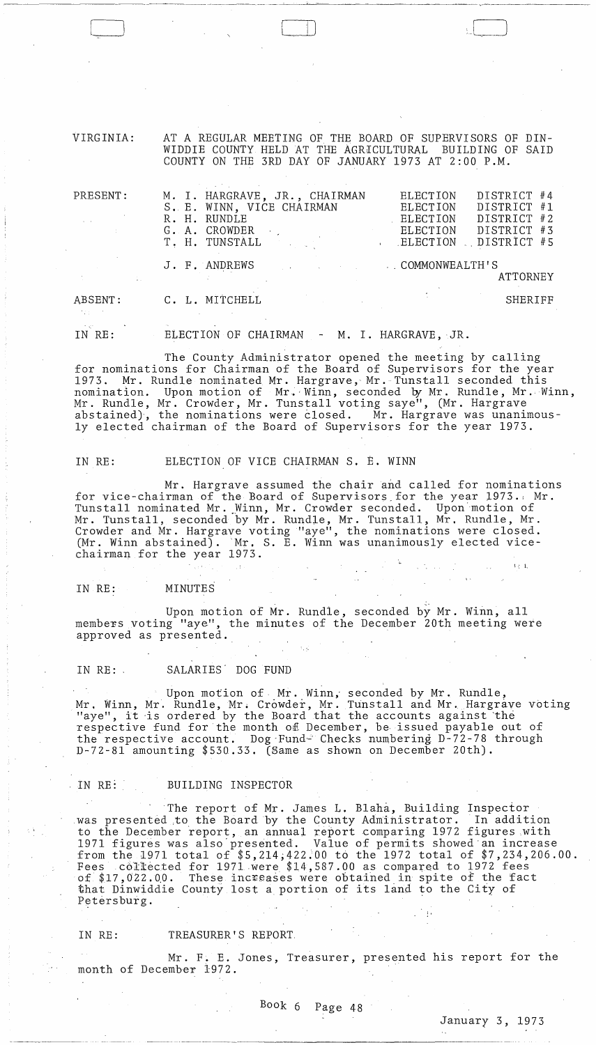VIRGINIA: AT A REGULAR MEETING OF THE BOARD OF SUPERVISORS OF DINWIDDIE COUNTY HELD AT THE AGRICULTURAL BUILDING OF SAID COUNTY ON THE 3RD DAY OF JANUARY 1973 AT 2:00 P.M.

| | | |
|---|---|---|
| PRESENT: | M. I. HARGRAVE, JR., CHAIRMAN | ELECTION DISTRICT #4 |
| | S. E. WINN, VICE CHAIRMAN | ELECTION DISTRICT #1 |
| | R. H. RUNDLE | ELECTION DISTRICT #2 |
| | G. A. CROWDER | ELECTION DISTRICT #3 |
| | T. H. TUNSTALL | ELECTION DISTRICT #5 |
| | J. F. ANDREWS | COMMONWEALTH'S ATTORNEY |
| ABSENT: | C. L. MITCHELL | SHERIFF |

IN RE: ELECTION OF CHAIRMAN - M. I. HARGRAVE, JR.

The County Administrator opened the meeting by calling for nominations for Chairman of the Board of Supervisors for the year 1973. Mr. Rundle nominated Mr. Hargrave, Mr. Tunstall seconded this nomination. Upon motion of Mr. Winn, seconded by Mr. Rundle, Mr. Winn, Mr. Rundle, Mr. Crowder, Mr. Tunstall voting saye", (Mr. Hargrave abstained), the nominations were closed. Mr. Hargrave was unanimously elected chairman of the Board of Supervisors for the year 1973.

IN RE: ELECTION OF VICE CHAIRMAN S. E. WINN

Mr. Hargrave assumed the chair and called for nominations for vice-chairman of the Board of Supervisors for the year 1973. Mr. Tunstall nominated Mr. Winn, Mr. Crowder seconded. Upon motion of Mr. Tunstall, seconded by Mr. Rundle, Mr. Tunstall, Mr. Rundle, Mr. Crowder and Mr. Hargrave voting "aye", the nominations were closed. (Mr. Winn abstained). Mr. S. E. Winn was unanimously elected vice-chairman for the year 1973.

IN RE: MINUTES

Upon motion of Mr. Rundle, seconded by Mr. Winn, all members voting "aye", the minutes of the December 20th meeting were approved as presented.

IN RE: SALARIES DOG FUND

Upon motion of Mr. Winn, seconded by Mr. Rundle, Mr. Winn, Mr. Rundle, Mr. Crowder, Mr. Tunstall and Mr. Hargrave voting "aye", it is ordered by the Board that the accounts against the respective fund for the month of December, be issued payable out of the respective account. Dog Fund Checks numbering D-72-78 through D-72-81 amounting $530.33. (Same as shown on December 20th).

IN RE: BUILDING INSPECTOR

The report of Mr. James L. Blaha, Building Inspector was presented to the Board by the County Administrator. In addition to the December report, an annual report comparing 1972 figures with 1971 figures was also presented. Value of permits showed an increase from the 1971 total of $5,214,422.00 to the 1972 total of $7,234,206.00. Fees collected for 1971 were $14,587.00 as compared to 1972 fees of $17,022.00. These increases were obtained in spite of the fact that Dinwiddie County lost a portion of its land to the City of Petersburg.

IN RE: TREASURER'S REPORT

Mr. F. E. Jones, Treasurer, presented his report for the month of December 1972.

Book 6 Page 48

January 3, 1973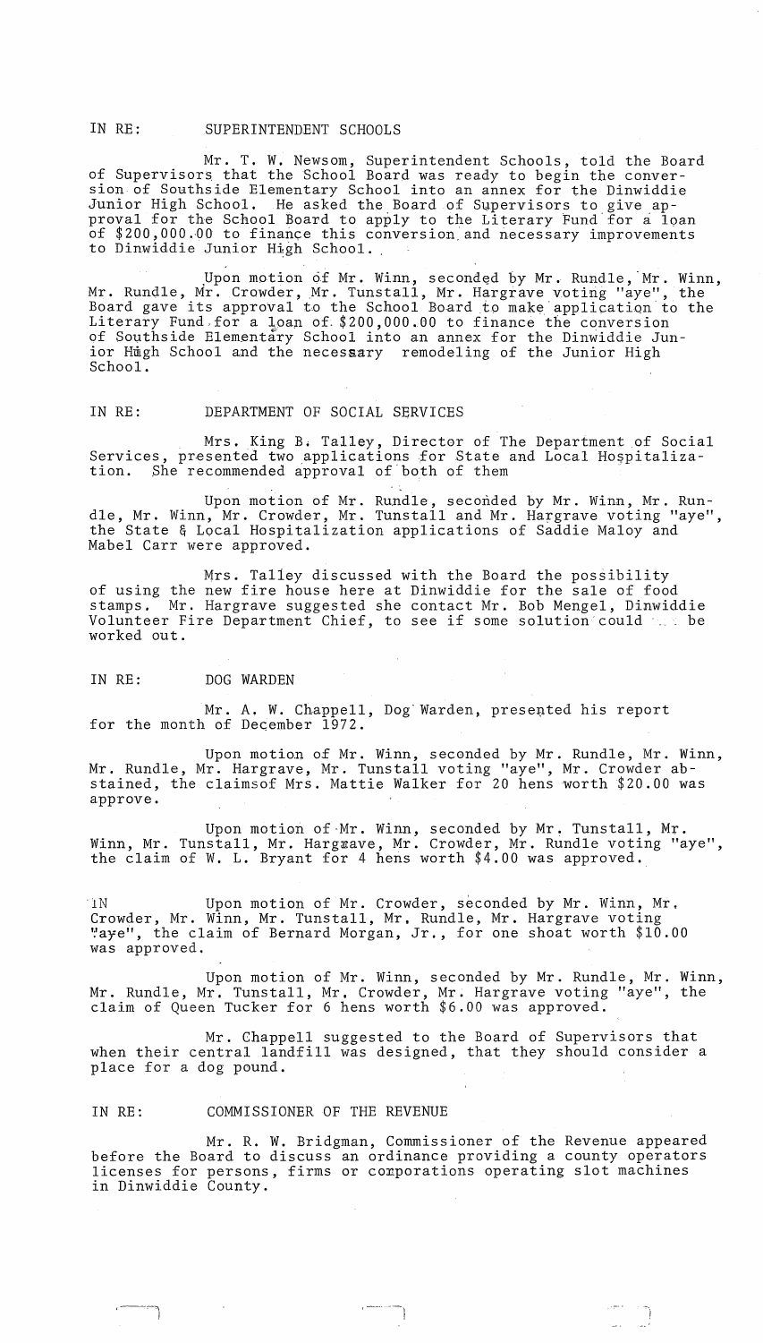IN RE: SUPERINTENDENT SCHOOLS

Mr. T. W. Newsom, Superintendent Schools, told the Board of Supervisors that the School Board was ready to begin the conversion of Southside Elementary School into an annex for the Dinwiddie Junior High School. He asked the Board of Supervisors to give approval for the School Board to apply to the Literary Fund for a loan of $200,000.00 to finance this conversion and necessary improvements to Dinwiddie Junior High School.

Upon motion of Mr. Winn, seconded by Mr. Rundle, Mr. Winn, Mr. Rundle, Mr. Crowder, Mr. Tunstall, Mr. Hargrave voting "aye", the Board gave its approval to the School Board to make application to the Literary Fund for a loan of $200,000.00 to finance the conversion of Southside Elementary School into an annex for the Dinwiddie Junior High School and the necessary remodeling of the Junior High School.

IN RE: DEPARTMENT OF SOCIAL SERVICES

Mrs. King B. Talley, Director of The Department of Social Services, presented two applications for State and Local Hospitalization. She recommended approval of both of them

Upon motion of Mr. Rundle, seconded by Mr. Winn, Mr. Rundle, Mr. Winn, Mr. Crowder, Mr. Tunstall and Mr. Hargrave voting "aye", the State & Local Hospitalization applications of Saddie Maloy and Mabel Carr were approved.

Mrs. Talley discussed with the Board the possibility of using the new fire house here at Dinwiddie for the sale of food stamps. Mr. Hargrave suggested she contact Mr. Bob Mengel, Dinwiddie Volunteer Fire Department Chief, to see if some solution could be worked out.

IN RE: DOG WARDEN

Mr. A. W. Chappell, Dog Warden, presented his report for the month of December 1972.

Upon motion of Mr. Winn, seconded by Mr. Rundle, Mr. Winn, Mr. Rundle, Mr. Hargrave, Mr. Tunstall voting "aye", Mr. Crowder abstained, the claimsof Mrs. Mattie Walker for 20 hens worth $20.00 was approve.

Upon motion of Mr. Winn, seconded by Mr. Tunstall, Mr. Winn, Mr. Tunstall, Mr. Hargrave, Mr. Crowder, Mr. Rundle voting "aye", the claim of W. L. Bryant for 4 hens worth $4.00 was approved.

IN Upon motion of Mr. Crowder, seconded by Mr. Winn, Mr. Crowder, Mr. Winn, Mr. Tunstall, Mr. Rundle, Mr. Hargrave voting "aye", the claim of Bernard Morgan, Jr., for one shoat worth $10.00 was approved.

Upon motion of Mr. Winn, seconded by Mr. Rundle, Mr. Winn, Mr. Rundle, Mr. Tunstall, Mr. Crowder, Mr. Hargrave voting "aye", the claim of Queen Tucker for 6 hens worth $6.00 was approved.

Mr. Chappell suggested to the Board of Supervisors that when their central landfill was designed, that they should consider a place for a dog pound.

IN RE: COMMISSIONER OF THE REVENUE

Mr. R. W. Bridgman, Commissioner of the Revenue appeared before the Board to discuss an ordinance providing a county operators licenses for persons, firms or corporations operating slot machines in Dinwiddie County.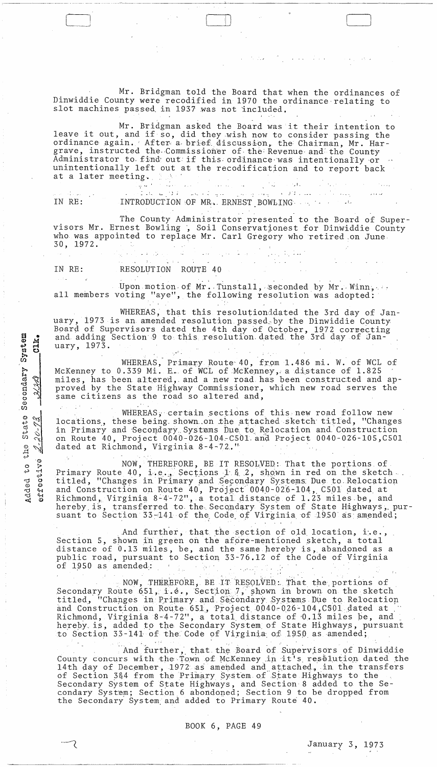Mr. Bridgman told the Board that when the ordinances of Dinwiddie County were recodified in 1970 the ordinance relating to slot machines passed in 1937 was not included.

Mr. Bridgman asked the Board was it their intention to leave it out, and if so, did they wish now to consider passing the ordinance again. After a brief discussion, the Chairman, Mr. Hargrave, instructed the Commissioner of the Revenue and the County Administrator to find out if this ordinance was intentionally or unintentionally left out at the recodification and to report back at a later meeting.

IN RE: INTRODUCTION OF MR. ERNEST BOWLING

The County Administrator presented to the Board of Supervisors Mr. Ernest Bowling, Soil Conservationest for Dinwiddie County who was appointed to replace Mr. Carl Gregory who retired on June 30, 1972.

IN RE: RESOLUTION ROUTE 40

Upon motion of Mr. Tunstall, seconded by Mr. Winn, all members voting "aye", the following resolution was adopted:

Added to the State Secondary System effective 2-20-73 ___ Clk.

WHEREAS, that this resolution dated the 3rd day of January, 1973 is an amended resolution passed by the Dinwiddie County Board of Supervisors dated the 4th day of October, 1972 correcting and adding Section 9 to this resolution dated the 3rd day of January, 1973.

WHEREAS, Primary Route 40, from 1.486 mi. W. of WCL of McKenney to 0.339 Mi. E. of WCL of McKenney, a distance of 1.825 miles, has been altered, and a new road has been constructed and approved by the State Highway Commissioner, which new road serves the same citizens as the road so altered and,

WHEREAS, certain sections of this new road follow new locations, these being shown on the attached sketch titled, "Changes in Primary and Secondary Systems Due to Relocation and Construction on Route 40, Project 0040-026-104-C501 and Project 0040-026-105,C501 dated at Richmond, Virginia 8-4-72."

NOW, THEREFORE, BE IT RESOLVED: That the portions of Primary Route 40, i.e., Sections 1 & 2, shown in red on the sketch titled, "Changes in Primary and Secondary Systems Due to Relocation and Construction on Route 40, Project 0040-026-104, C501 dated at Richmond, Virginia 8-4-72", a total distance of 1.23 miles be, and hereby is, transferred to the Secondary System of State Highways, pursuant to Section 33-141 of the Code of Virginia of 1950 as amended;

And further, that the section of old location, i.e., Section 5, shown in green on the afore-mentioned sketch, a total distance of 0.13 miles, be, and the same hereby is, abandoned as a public road, pursuant to Section 33-76.12 of the Code of Virginia of 1950 as amended:

NOW, THEREFORE, BE IT RESOLVED: That the portions of Secondary Route 651, i.e., Section 7, shown in brown on the sketch titled, "Changes in Primary and Secondary Systems Due to Relocation and Construction on Route 651, Project 0040-026-104,C501 dated at Richmond, Virginia 8-4-72", a total distance of 0.13 miles be, and hereby is, added to the Secondary System of State Highways, pursuant to Section 33-141 of the Code of Virginia of 1950 as amended;

And further, that the Board of Supervisors of Dinwiddie County concurs with the Town of McKenney in it's resolution dated the 14th day of December, 1972 as amended and attached, in the transfers of Section 3&4 from the Primary System of State Highways to the Secondary System of State Highways, and Section 8 added to the Secondary System; Section 6 abondoned; Section 9 to be dropped from the Secondary System and added to Primary Route 40.

BOOK 6, PAGE 49

January 3, 1973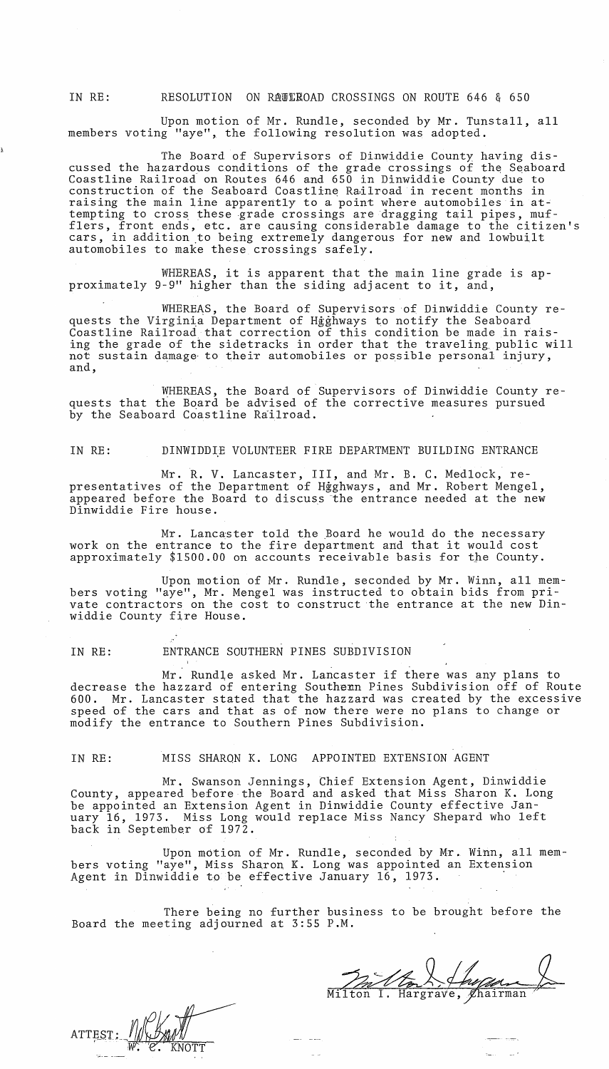IN RE: RESOLUTION ON RAILROAD CROSSINGS ON ROUTE 646 & 650

Upon motion of Mr. Rundle, seconded by Mr. Tunstall, all members voting "aye", the following resolution was adopted.

The Board of Supervisors of Dinwiddie County having discussed the hazardous conditions of the grade crossings of the Seaboard Coastline Railroad on Routes 646 and 650 in Dinwiddie County due to construction of the Seaboard Coastline Railroad in recent months in raising the main line apparently to a point where automobiles in attempting to cross these grade crossings are dragging tail pipes, mufflers, front ends, etc. are causing considerable damage to the citizen's cars, in addition to being extremely dangerous for new and lowbuilt automobiles to make these crossings safely.

WHEREAS, it is apparent that the main line grade is approximately 9-9" higher than the siding adjacent to it, and,

WHEREAS, the Board of Supervisors of Dinwiddie County requests the Virginia Department of Highways to notify the Seaboard Coastline Railroad that correction of this condition be made in raising the grade of the sidetracks in order that the traveling public will not sustain damage to their automobiles or possible personal injury, and,

WHEREAS, the Board of Supervisors of Dinwiddie County requests that the Board be advised of the corrective measures pursued by the Seaboard Coastline Railroad.

IN RE: DINWIDDIE VOLUNTEER FIRE DEPARTMENT BUILDING ENTRANCE

Mr. R. V. Lancaster, III, and Mr. B. C. Medlock, representatives of the Department of Highways, and Mr. Robert Mengel, appeared before the Board to discuss the entrance needed at the new Dinwiddie Fire house.

Mr. Lancaster told the Board he would do the necessary work on the entrance to the fire department and that it would cost approximately $1500.00 on accounts receivable basis for the County.

Upon motion of Mr. Rundle, seconded by Mr. Winn, all members voting "aye", Mr. Mengel was instructed to obtain bids from private contractors on the cost to construct the entrance at the new Dinwiddie County fire House.

IN RE: ENTRANCE SOUTHERN PINES SUBDIVISION

Mr. Rundle asked Mr. Lancaster if there was any plans to decrease the hazzard of entering Southern Pines Subdivision off of Route 600. Mr. Lancaster stated that the hazzard was created by the excessive speed of the cars and that as of now there were no plans to change or modify the entrance to Southern Pines Subdivision.

IN RE: MISS SHARON K. LONG APPOINTED EXTENSION AGENT

Mr. Swanson Jennings, Chief Extension Agent, Dinwiddie County, appeared before the Board and asked that Miss Sharon K. Long be appointed an Extension Agent in Dinwiddie County effective January 16, 1973. Miss Long would replace Miss Nancy Shepard who left back in September of 1972.

Upon motion of Mr. Rundle, seconded by Mr. Winn, all members voting "aye", Miss Sharon K. Long was appointed an Extension Agent in Dinwiddie to be effective January 16, 1973.

There being no further business to be brought before the Board the meeting adjourned at 3:55 P.M.

Milton I. Hargrave, Chairman

ATTEST: W. C. KNOTT